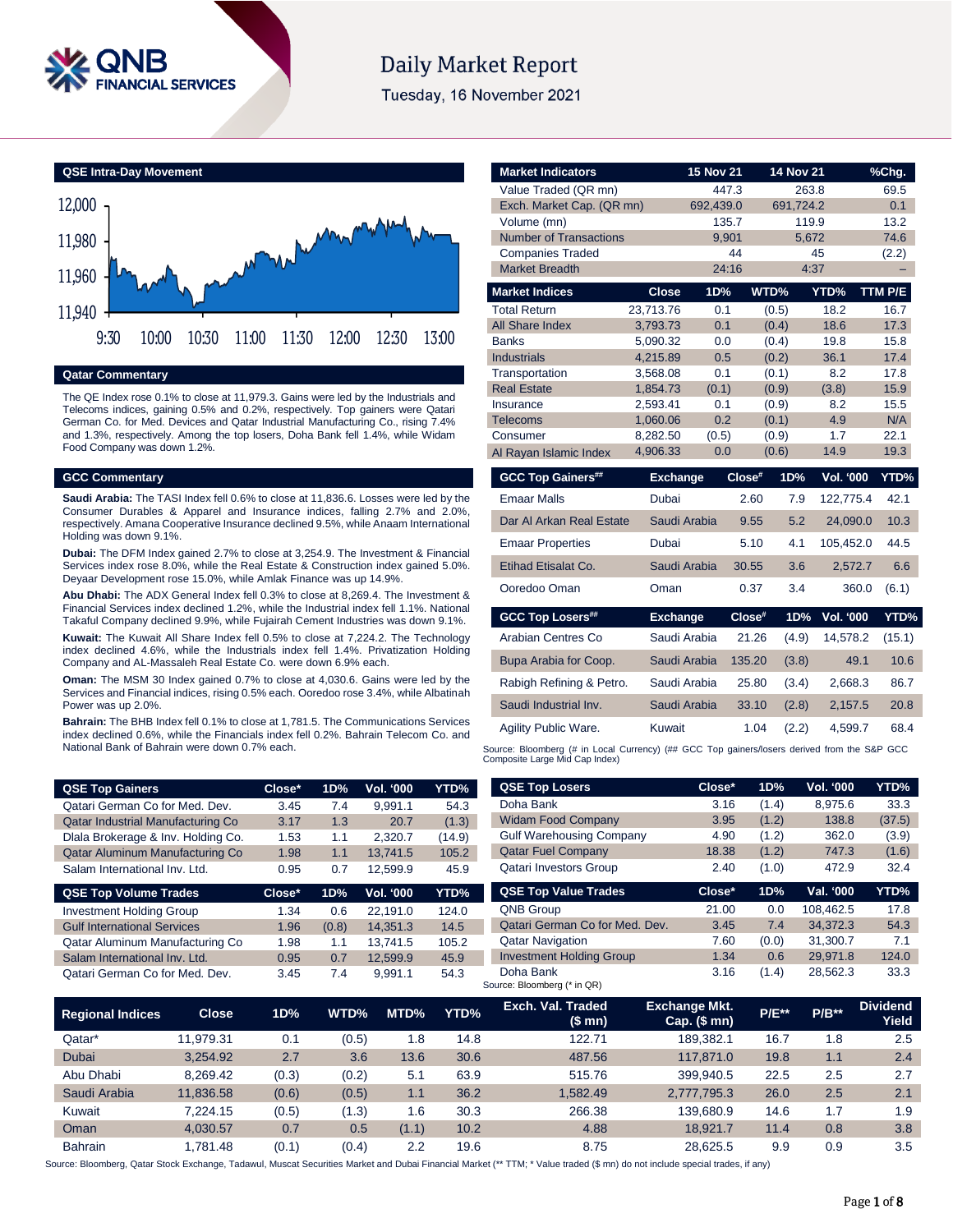# Daily Market Report

Tuesday, 16 November 2021

## QSE Intra-Day Movement

## Qatar Commentary

The QE Index rose 0.1% to close at 11,979.3. Gains were led by the Industrials and Telecoms indices, gaining 0.5% and 0.2%, respectively. Top gainers were Qatari German Co. for Med. Devices and Qatar Industrial Manufacturing Co., rising 7.4% and 1.3%, respectively. Among the top losers, Doha Bank fell 1.4%, while Widam Food Company was down 1.2%.

## GCC Commentary

**Saudi Arabia:** The TASI Index fell 0.6% to close at 11,836.6. Losses were led by the Consumer Durables & Apparel and Insurance indices, falling 2.7% and 2.0%, respectively. Amana Cooperative Insurance declined 9.5%, while Anaam International Holding was down 9.1%.

**Dubai:** The DFM Index gained 2.7% to close at 3,254.9. The Investment & Financial Services index rose 8.0%, while the Real Estate & Construction index gained 5.0%. Deyaar Development rose 15.0%, while Amlak Finance was up 14.9%.

**Abu Dhabi:** The ADX General Index fell 0.3% to close at 8,269.4. The Investment & Financial Services index declined 1.2%, while the Industrial index fell 1.1%. National Takaful Company declined 9.9%, while Fujairah Cement Industries was down 9.1%.

**Kuwait:** The Kuwait All Share Index fell 0.5% to close at 7,224.2. The Technology index declined 4.6%, while the Industrials index fell 1.4%. Privatization Holding Company and AL-Massaleh Real Estate Co. were down 6.9% each.

**Oman:** The MSM 30 Index gained 0.7% to close at 4,030.6. Gains were led by the Services and Financial indices, rising 0.5% each. Ooredoo rose 3.4%, while Albatinah Power was up 2.0%.

**Bahrain:** The BHB Index fell 0.1% to close at 1,781.5. The Communications Services index declined 0.6%, while the Financials index fell 0.2%. Bahrain Telecom Co. and National Bank of Bahrain were down 0.7% each.

| Market Indicators | 15 Nov 21 | 14 Nov 21 | %Chg. |
|---|---|---|---|
| Value Traded (QR mn) | 447.3 | 263.8 | 69.5 |
| Exch. Market Cap. (QR mn) | 692,439.0 | 691,724.2 | 0.1 |
| Volume (mn) | 135.7 | 119.9 | 13.2 |
| Number of Transactions | 9,901 | 5,672 | 74.6 |
| Companies Traded | 44 | 45 | (2.2) |
| Market Breadth | 24:16 | 4:37 | – |

| Market Indices | Close | 1D% | WTD% | YTD% | TTM P/E |
|---|---|---|---|---|---|
| Total Return | 23,713.76 | 0.1 | (0.5) | 18.2 | 16.7 |
| All Share Index | 3,793.73 | 0.1 | (0.4) | 18.6 | 17.3 |
| Banks | 5,090.32 | 0.0 | (0.4) | 19.8 | 15.8 |
| Industrials | 4,215.89 | 0.5 | (0.2) | 36.1 | 17.4 |
| Transportation | 3,568.08 | 0.1 | (0.1) | 8.2 | 17.8 |
| Real Estate | 1,854.73 | (0.1) | (0.9) | (3.8) | 15.9 |
| Insurance | 2,593.41 | 0.1 | (0.9) | 8.2 | 15.5 |
| Telecoms | 1,060.06 | 0.2 | (0.1) | 4.9 | N/A |
| Consumer | 8,282.50 | (0.5) | (0.9) | 1.7 | 22.1 |
| Al Rayan Islamic Index | 4,906.33 | 0.0 | (0.6) | 14.9 | 19.3 |

| GCC Top Gainers## | Exchange | Close# | 1D% | Vol. '000 | YTD% |
|---|---|---|---|---|---|
| Emaar Malls | Dubai | 2.60 | 7.9 | 122,775.4 | 42.1 |
| Dar Al Arkan Real Estate | Saudi Arabia | 9.55 | 5.2 | 24,090.0 | 10.3 |
| Emaar Properties | Dubai | 5.10 | 4.1 | 105,452.0 | 44.5 |
| Etihad Etisalat Co. | Saudi Arabia | 30.55 | 3.6 | 2,572.7 | 6.6 |
| Ooredoo Oman | Oman | 0.37 | 3.4 | 360.0 | (6.1) |

| GCC Top Losers## | Exchange | Close# | 1D% | Vol. '000 | YTD% |
|---|---|---|---|---|---|
| Arabian Centres Co | Saudi Arabia | 21.26 | (4.9) | 14,578.2 | (15.1) |
| Bupa Arabia for Coop. | Saudi Arabia | 135.20 | (3.8) | 49.1 | 10.6 |
| Rabigh Refining & Petro. | Saudi Arabia | 25.80 | (3.4) | 2,668.3 | 86.7 |
| Saudi Industrial Inv. | Saudi Arabia | 33.10 | (2.8) | 2,157.5 | 20.8 |
| Agility Public Ware. | Kuwait | 1.04 | (2.2) | 4,599.7 | 68.4 |

Source: Bloomberg (# in Local Currency) (## GCC Top gainers/losers derived from the S&P GCC Composite Large Mid Cap Index)

| QSE Top Gainers | Close* | 1D% | Vol. '000 | YTD% |
|---|---|---|---|---|
| Qatari German Co for Med. Dev. | 3.45 | 7.4 | 9,991.1 | 54.3 |
| Qatar Industrial Manufacturing Co | 3.17 | 1.3 | 20.7 | (1.3) |
| Dlala Brokerage & Inv. Holding Co. | 1.53 | 1.1 | 2,320.7 | (14.9) |
| Qatar Aluminum Manufacturing Co | 1.98 | 1.1 | 13,741.5 | 105.2 |
| Salam International Inv. Ltd. | 0.95 | 0.7 | 12,599.9 | 45.9 |

| QSE Top Volume Trades | Close* | 1D% | Vol. '000 | YTD% |
|---|---|---|---|---|
| Investment Holding Group | 1.34 | 0.6 | 22,191.0 | 124.0 |
| Gulf International Services | 1.96 | (0.8) | 14,351.3 | 14.5 |
| Qatar Aluminum Manufacturing Co | 1.98 | 1.1 | 13,741.5 | 105.2 |
| Salam International Inv. Ltd. | 0.95 | 0.7 | 12,599.9 | 45.9 |
| Qatari German Co for Med. Dev. | 3.45 | 7.4 | 9,991.1 | 54.3 |

| QSE Top Losers | Close* | 1D% | Vol. '000 | YTD% |
|---|---|---|---|---|
| Doha Bank | 3.16 | (1.4) | 8,975.6 | 33.3 |
| Widam Food Company | 3.95 | (1.2) | 138.8 | (37.5) |
| Gulf Warehousing Company | 4.90 | (1.2) | 362.0 | (3.9) |
| Qatar Fuel Company | 18.38 | (1.2) | 747.3 | (1.6) |
| Qatari Investors Group | 2.40 | (1.0) | 472.9 | 32.4 |

| QSE Top Value Trades | Close* | 1D% | Val. '000 | YTD% |
|---|---|---|---|---|
| QNB Group | 21.00 | 0.0 | 108,462.5 | 17.8 |
| Qatari German Co for Med. Dev. | 3.45 | 7.4 | 34,372.3 | 54.3 |
| Qatar Navigation | 7.60 | (0.0) | 31,300.7 | 7.1 |
| Investment Holding Group | 1.34 | 0.6 | 29,971.8 | 124.0 |
| Doha Bank | 3.16 | (1.4) | 28,562.3 | 33.3 |

Source: Bloomberg (* in QR)

| Regional Indices | Close | 1D% | WTD% | MTD% | YTD% | Exch. Val. Traded ($ mn) | Exchange Mkt. Cap. ($ mn) | P/E** | P/B** | Dividend Yield |
|---|---|---|---|---|---|---|---|---|---|---|
| Qatar* | 11,979.31 | 0.1 | (0.5) | 1.8 | 14.8 | 122.71 | 189,382.1 | 16.7 | 1.8 | 2.5 |
| Dubai | 3,254.92 | 2.7 | 3.6 | 13.6 | 30.6 | 487.56 | 117,871.0 | 19.8 | 1.1 | 2.4 |
| Abu Dhabi | 8,269.42 | (0.3) | (0.2) | 5.1 | 63.9 | 515.76 | 399,940.5 | 22.5 | 2.5 | 2.7 |
| Saudi Arabia | 11,836.58 | (0.6) | (0.5) | 1.1 | 36.2 | 1,582.49 | 2,777,795.3 | 26.0 | 2.5 | 2.1 |
| Kuwait | 7,224.15 | (0.5) | (1.3) | 1.6 | 30.3 | 266.38 | 139,680.9 | 14.6 | 1.7 | 1.9 |
| Oman | 4,030.57 | 0.7 | 0.5 | (1.1) | 10.2 | 4.88 | 18,921.7 | 11.4 | 0.8 | 3.8 |
| Bahrain | 1,781.48 | (0.1) | (0.4) | 2.2 | 19.6 | 8.75 | 28,625.5 | 9.9 | 0.9 | 3.5 |

Source: Bloomberg, Qatar Stock Exchange, Tadawul, Muscat Securities Market and Dubai Financial Market (** TTM; * Value traded ($ mn) do not include special trades, if any)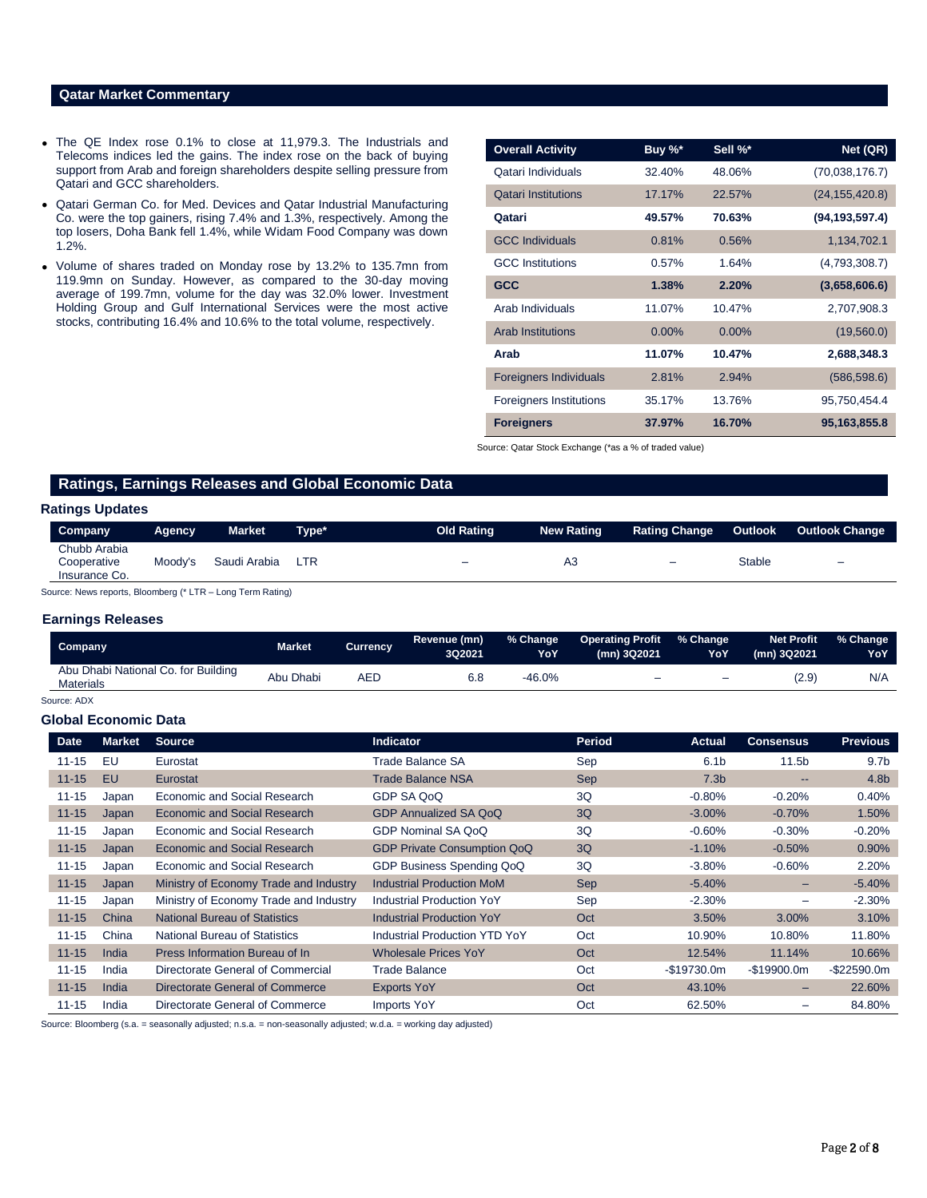## Qatar Market Commentary

- The QE Index rose 0.1% to close at 11,979.3. The Industrials and Telecoms indices led the gains. The index rose on the back of buying support from Arab and foreign shareholders despite selling pressure from Qatari and GCC shareholders.
- Qatari German Co. for Med. Devices and Qatar Industrial Manufacturing Co. were the top gainers, rising 7.4% and 1.3%, respectively. Among the top losers, Doha Bank fell 1.4%, while Widam Food Company was down 1.2%.
- Volume of shares traded on Monday rose by 13.2% to 135.7mn from 119.9mn on Sunday. However, as compared to the 30-day moving average of 199.7mn, volume for the day was 32.0% lower. Investment Holding Group and Gulf International Services were the most active stocks, contributing 16.4% and 10.6% to the total volume, respectively.

| Overall Activity | Buy %* | Sell %* | Net (QR) |
|---|---|---|---|
| Qatari Individuals | 32.40% | 48.06% | (70,038,176.7) |
| Qatari Institutions | 17.17% | 22.57% | (24,155,420.8) |
| **Qatari** | **49.57%** | **70.63%** | **(94,193,597.4)** |
| GCC Individuals | 0.81% | 0.56% | 1,134,702.1 |
| GCC Institutions | 0.57% | 1.64% | (4,793,308.7) |
| **GCC** | **1.38%** | **2.20%** | **(3,658,606.6)** |
| Arab Individuals | 11.07% | 10.47% | 2,707,908.3 |
| Arab Institutions | 0.00% | 0.00% | (19,560.0) |
| **Arab** | **11.07%** | **10.47%** | **2,688,348.3** |
| Foreigners Individuals | 2.81% | 2.94% | (586,598.6) |
| Foreigners Institutions | 35.17% | 13.76% | 95,750,454.4 |
| **Foreigners** | **37.97%** | **16.70%** | **95,163,855.8** |

Source: Qatar Stock Exchange (*as a % of traded value)

## Ratings, Earnings Releases and Global Economic Data

### Ratings Updates

| Company | Agency | Market | Type* | Old Rating | New Rating | Rating Change | Outlook | Outlook Change |
|---|---|---|---|---|---|---|---|---|
| Chubb Arabia Cooperative Insurance Co. | Moody's | Saudi Arabia | LTR | – | A3 | – | Stable | – |

Source: News reports, Bloomberg (* LTR – Long Term Rating)

### Earnings Releases

| Company | Market | Currency | Revenue (mn) 3Q2021 | % Change YoY | Operating Profit (mn) 3Q2021 | % Change YoY | Net Profit (mn) 3Q2021 | % Change YoY |
|---|---|---|---|---|---|---|---|---|
| Abu Dhabi National Co. for Building Materials | Abu Dhabi | AED | 6.8 | -46.0% | – | – | (2.9) | N/A |

Source: ADX

### Global Economic Data

| Date | Market | Source | Indicator | Period | Actual | Consensus | Previous |
|---|---|---|---|---|---|---|---|
| 11-15 | EU | Eurostat | Trade Balance SA | Sep | 6.1b | 11.5b | 9.7b |
| 11-15 | EU | Eurostat | Trade Balance NSA | Sep | 7.3b | -- | 4.8b |
| 11-15 | Japan | Economic and Social Research | GDP SA QoQ | 3Q | -0.80% | -0.20% | 0.40% |
| 11-15 | Japan | Economic and Social Research | GDP Annualized SA QoQ | 3Q | -3.00% | -0.70% | 1.50% |
| 11-15 | Japan | Economic and Social Research | GDP Nominal SA QoQ | 3Q | -0.60% | -0.30% | -0.20% |
| 11-15 | Japan | Economic and Social Research | GDP Private Consumption QoQ | 3Q | -1.10% | -0.50% | 0.90% |
| 11-15 | Japan | Economic and Social Research | GDP Business Spending QoQ | 3Q | -3.80% | -0.60% | 2.20% |
| 11-15 | Japan | Ministry of Economy Trade and Industry | Industrial Production MoM | Sep | -5.40% | – | -5.40% |
| 11-15 | Japan | Ministry of Economy Trade and Industry | Industrial Production YoY | Sep | -2.30% | – | -2.30% |
| 11-15 | China | National Bureau of Statistics | Industrial Production YoY | Oct | 3.50% | 3.00% | 3.10% |
| 11-15 | China | National Bureau of Statistics | Industrial Production YTD YoY | Oct | 10.90% | 10.80% | 11.80% |
| 11-15 | India | Press Information Bureau of In | Wholesale Prices YoY | Oct | 12.54% | 11.14% | 10.66% |
| 11-15 | India | Directorate General of Commercial | Trade Balance | Oct | -$19730.0m | -$19900.0m | -$22590.0m |
| 11-15 | India | Directorate General of Commerce | Exports YoY | Oct | 43.10% | – | 22.60% |
| 11-15 | India | Directorate General of Commerce | Imports YoY | Oct | 62.50% | – | 84.80% |

Source: Bloomberg (s.a. = seasonally adjusted; n.s.a. = non-seasonally adjusted; w.d.a. = working day adjusted)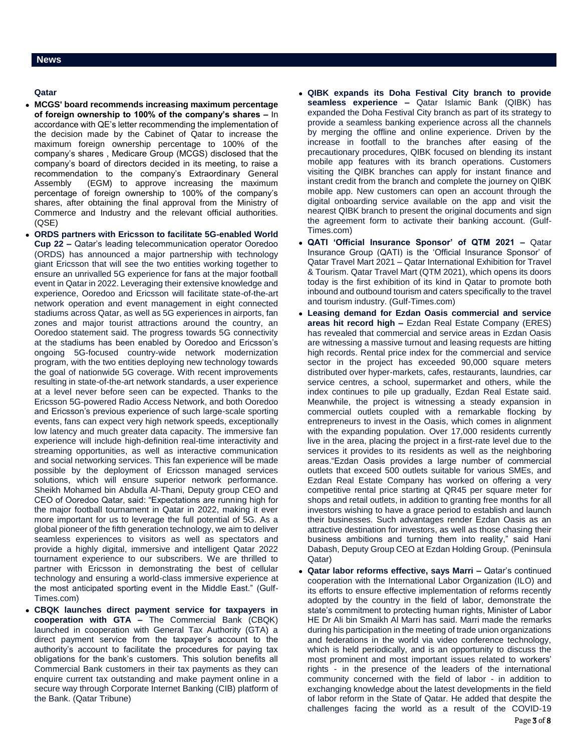## News

### Qatar

- **MCGS' board recommends increasing maximum percentage of foreign ownership to 100% of the company's shares –** In accordance with QE's letter recommending the implementation of the decision made by the Cabinet of Qatar to increase the maximum foreign ownership percentage to 100% of the company's shares , Medicare Group (MCGS) disclosed that the company's board of directors decided in its meeting, to raise a recommendation to the company's Extraordinary General Assembly (EGM) to approve increasing the maximum percentage of foreign ownership to 100% of the company's shares, after obtaining the final approval from the Ministry of Commerce and Industry and the relevant official authorities. (QSE)
- **ORDS partners with Ericsson to facilitate 5G-enabled World Cup 22 –** Qatar's leading telecommunication operator Ooredoo (ORDS) has announced a major partnership with technology giant Ericsson that will see the two entities working together to ensure an unrivalled 5G experience for fans at the major football event in Qatar in 2022. Leveraging their extensive knowledge and experience, Ooredoo and Ericsson will facilitate state-of-the-art network operation and event management in eight connected stadiums across Qatar, as well as 5G experiences in airports, fan zones and major tourist attractions around the country, an Ooredoo statement said. The progress towards 5G connectivity at the stadiums has been enabled by Ooredoo and Ericsson's ongoing 5G-focused country-wide network modernization program, with the two entities deploying new technology towards the goal of nationwide 5G coverage. With recent improvements resulting in state-of-the-art network standards, a user experience at a level never before seen can be expected. Thanks to the Ericsson 5G-powered Radio Access Network, and both Ooredoo and Ericsson's previous experience of such large-scale sporting events, fans can expect very high network speeds, exceptionally low latency and much greater data capacity. The immersive fan experience will include high-definition real-time interactivity and streaming opportunities, as well as interactive communication and social networking services. This fan experience will be made possible by the deployment of Ericsson managed services solutions, which will ensure superior network performance. Sheikh Mohamed bin Abdulla Al-Thani, Deputy group CEO and CEO of Ooredoo Qatar, said: "Expectations are running high for the major football tournament in Qatar in 2022, making it ever more important for us to leverage the full potential of 5G. As a global pioneer of the fifth generation technology, we aim to deliver seamless experiences to visitors as well as spectators and provide a highly digital, immersive and intelligent Qatar 2022 tournament experience to our subscribers. We are thrilled to partner with Ericsson in demonstrating the best of cellular technology and ensuring a world-class immersive experience at the most anticipated sporting event in the Middle East." (Gulf-Times.com)
- **CBQK launches direct payment service for taxpayers in cooperation with GTA –** The Commercial Bank (CBQK) launched in cooperation with General Tax Authority (GTA) a direct payment service from the taxpayer's account to the authority's account to facilitate the procedures for paying tax obligations for the bank's customers. This solution benefits all Commercial Bank customers in their tax payments as they can enquire current tax outstanding and make payment online in a secure way through Corporate Internet Banking (CIB) platform of the Bank. (Qatar Tribune)
- **QIBK expands its Doha Festival City branch to provide seamless experience –** Qatar Islamic Bank (QIBK) has expanded the Doha Festival City branch as part of its strategy to provide a seamless banking experience across all the channels by merging the offline and online experience. Driven by the increase in footfall to the branches after easing of the precautionary procedures, QIBK focused on blending its instant mobile app features with its branch operations. Customers visiting the QIBK branches can apply for instant finance and instant credit from the branch and complete the journey on QIBK mobile app. New customers can open an account through the digital onboarding service available on the app and visit the nearest QIBK branch to present the original documents and sign the agreement form to activate their banking account. (Gulf-Times.com)
- **QATI 'Official Insurance Sponsor' of QTM 2021 –** Qatar Insurance Group (QATI) is the 'Official Insurance Sponsor' of Qatar Travel Mart 2021 – Qatar International Exhibition for Travel & Tourism. Qatar Travel Mart (QTM 2021), which opens its doors today is the first exhibition of its kind in Qatar to promote both inbound and outbound tourism and caters specifically to the travel and tourism industry. (Gulf-Times.com)
- **Leasing demand for Ezdan Oasis commercial and service areas hit record high –** Ezdan Real Estate Company (ERES) has revealed that commercial and service areas in Ezdan Oasis are witnessing a massive turnout and leasing requests are hitting high records. Rental price index for the commercial and service sector in the project has exceeded 90,000 square meters distributed over hyper-markets, cafes, restaurants, laundries, car service centres, a school, supermarket and others, while the index continues to pile up gradually, Ezdan Real Estate said. Meanwhile, the project is witnessing a steady expansion in commercial outlets coupled with a remarkable flocking by entrepreneurs to invest in the Oasis, which comes in alignment with the expanding population. Over 17,000 residents currently live in the area, placing the project in a first-rate level due to the services it provides to its residents as well as the neighboring areas."Ezdan Oasis provides a large number of commercial outlets that exceed 500 outlets suitable for various SMEs, and Ezdan Real Estate Company has worked on offering a very competitive rental price starting at QR45 per square meter for shops and retail outlets, in addition to granting free months for all investors wishing to have a grace period to establish and launch their businesses. Such advantages render Ezdan Oasis as an attractive destination for investors, as well as those chasing their business ambitions and turning them into reality," said Hani Dabash, Deputy Group CEO at Ezdan Holding Group. (Peninsula Qatar)
- **Qatar labor reforms effective, says Marri –** Qatar's continued cooperation with the International Labor Organization (ILO) and its efforts to ensure effective implementation of reforms recently adopted by the country in the field of labor, demonstrate the state's commitment to protecting human rights, Minister of Labor HE Dr Ali bin Smaikh Al Marri has said. Marri made the remarks during his participation in the meeting of trade union organizations and federations in the world via video conference technology, which is held periodically, and is an opportunity to discuss the most prominent and most important issues related to workers' rights - in the presence of the leaders of the international community concerned with the field of labor - in addition to exchanging knowledge about the latest developments in the field of labor reform in the State of Qatar. He added that despite the challenges facing the world as a result of the COVID-19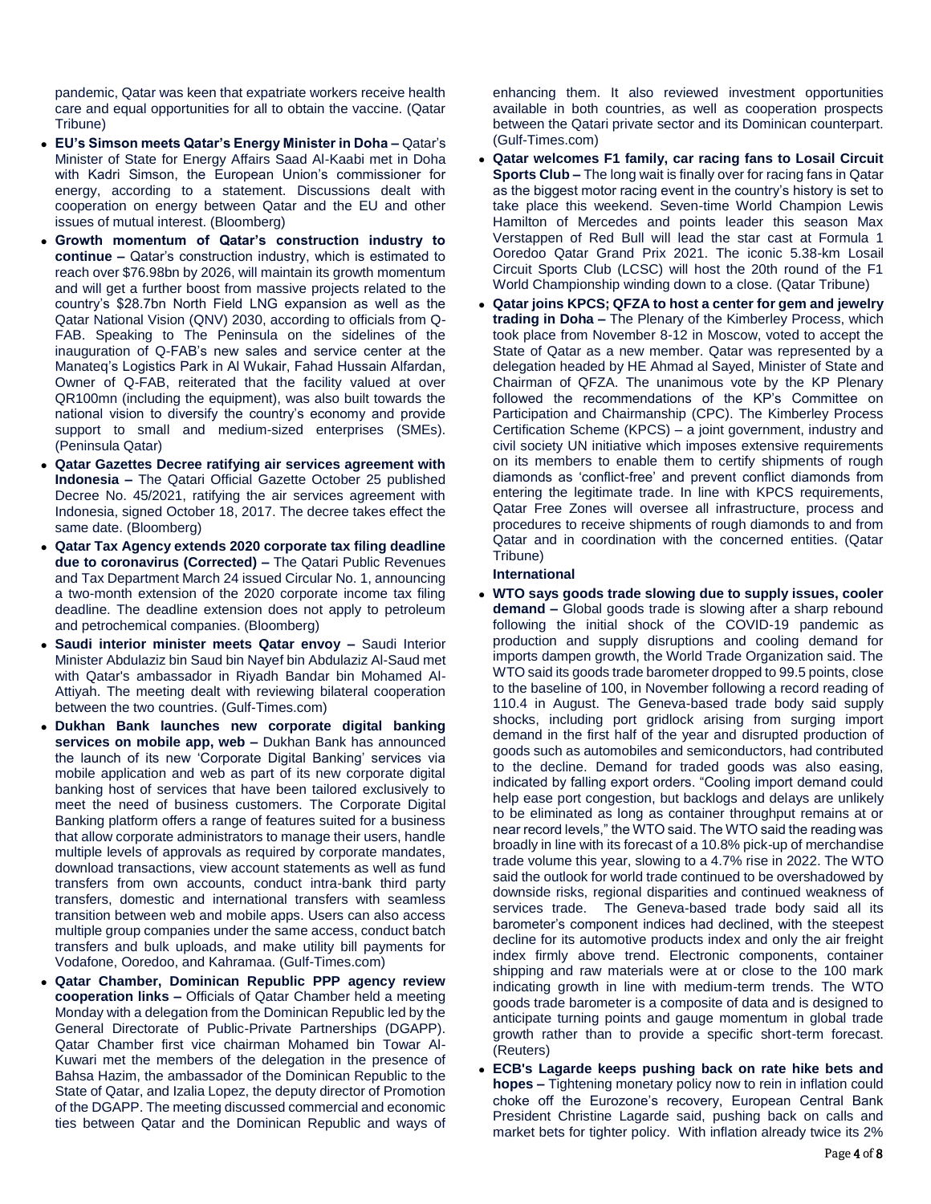pandemic, Qatar was keen that expatriate workers receive health care and equal opportunities for all to obtain the vaccine. (Qatar Tribune)

- **EU's Simson meets Qatar's Energy Minister in Doha –** Qatar's Minister of State for Energy Affairs Saad Al-Kaabi met in Doha with Kadri Simson, the European Union's commissioner for energy, according to a statement. Discussions dealt with cooperation on energy between Qatar and the EU and other issues of mutual interest. (Bloomberg)
- **Growth momentum of Qatar's construction industry to continue –** Qatar's construction industry, which is estimated to reach over $76.98bn by 2026, will maintain its growth momentum and will get a further boost from massive projects related to the country's $28.7bn North Field LNG expansion as well as the Qatar National Vision (QNV) 2030, according to officials from Q-FAB. Speaking to The Peninsula on the sidelines of the inauguration of Q-FAB's new sales and service center at the Manateq's Logistics Park in Al Wukair, Fahad Hussain Alfardan, Owner of Q-FAB, reiterated that the facility valued at over QR100mn (including the equipment), was also built towards the national vision to diversify the country's economy and provide support to small and medium-sized enterprises (SMEs). (Peninsula Qatar)
- **Qatar Gazettes Decree ratifying air services agreement with Indonesia –** The Qatari Official Gazette October 25 published Decree No. 45/2021, ratifying the air services agreement with Indonesia, signed October 18, 2017. The decree takes effect the same date. (Bloomberg)
- **Qatar Tax Agency extends 2020 corporate tax filing deadline due to coronavirus (Corrected) –** The Qatari Public Revenues and Tax Department March 24 issued Circular No. 1, announcing a two-month extension of the 2020 corporate income tax filing deadline. The deadline extension does not apply to petroleum and petrochemical companies. (Bloomberg)
- **Saudi interior minister meets Qatar envoy –** Saudi Interior Minister Abdulaziz bin Saud bin Nayef bin Abdulaziz Al-Saud met with Qatar's ambassador in Riyadh Bandar bin Mohamed Al-Attiyah. The meeting dealt with reviewing bilateral cooperation between the two countries. (Gulf-Times.com)
- **Dukhan Bank launches new corporate digital banking services on mobile app, web –** Dukhan Bank has announced the launch of its new 'Corporate Digital Banking' services via mobile application and web as part of its new corporate digital banking host of services that have been tailored exclusively to meet the need of business customers. The Corporate Digital Banking platform offers a range of features suited for a business that allow corporate administrators to manage their users, handle multiple levels of approvals as required by corporate mandates, download transactions, view account statements as well as fund transfers from own accounts, conduct intra-bank third party transfers, domestic and international transfers with seamless transition between web and mobile apps. Users can also access multiple group companies under the same access, conduct batch transfers and bulk uploads, and make utility bill payments for Vodafone, Ooredoo, and Kahramaa. (Gulf-Times.com)
- **Qatar Chamber, Dominican Republic PPP agency review cooperation links –** Officials of Qatar Chamber held a meeting Monday with a delegation from the Dominican Republic led by the General Directorate of Public-Private Partnerships (DGAPP). Qatar Chamber first vice chairman Mohamed bin Towar Al-Kuwari met the members of the delegation in the presence of Bahsa Hazim, the ambassador of the Dominican Republic to the State of Qatar, and Izalia Lopez, the deputy director of Promotion of the DGAPP. The meeting discussed commercial and economic ties between Qatar and the Dominican Republic and ways of enhancing them. It also reviewed investment opportunities available in both countries, as well as cooperation prospects between the Qatari private sector and its Dominican counterpart. (Gulf-Times.com)
- **Qatar welcomes F1 family, car racing fans to Losail Circuit Sports Club –** The long wait is finally over for racing fans in Qatar as the biggest motor racing event in the country's history is set to take place this weekend. Seven-time World Champion Lewis Hamilton of Mercedes and points leader this season Max Verstappen of Red Bull will lead the star cast at Formula 1 Ooredoo Qatar Grand Prix 2021. The iconic 5.38-km Losail Circuit Sports Club (LCSC) will host the 20th round of the F1 World Championship winding down to a close. (Qatar Tribune)
- **Qatar joins KPCS; QFZA to host a center for gem and jewelry trading in Doha –** The Plenary of the Kimberley Process, which took place from November 8-12 in Moscow, voted to accept the State of Qatar as a new member. Qatar was represented by a delegation headed by HE Ahmad al Sayed, Minister of State and Chairman of QFZA. The unanimous vote by the KP Plenary followed the recommendations of the KP's Committee on Participation and Chairmanship (CPC). The Kimberley Process Certification Scheme (KPCS) – a joint government, industry and civil society UN initiative which imposes extensive requirements on its members to enable them to certify shipments of rough diamonds as 'conflict-free' and prevent conflict diamonds from entering the legitimate trade. In line with KPCS requirements, Qatar Free Zones will oversee all infrastructure, process and procedures to receive shipments of rough diamonds to and from Qatar and in coordination with the concerned entities. (Qatar Tribune)

**International**

- **WTO says goods trade slowing due to supply issues, cooler demand –** Global goods trade is slowing after a sharp rebound following the initial shock of the COVID-19 pandemic as production and supply disruptions and cooling demand for imports dampen growth, the World Trade Organization said. The WTO said its goods trade barometer dropped to 99.5 points, close to the baseline of 100, in November following a record reading of 110.4 in August. The Geneva-based trade body said supply shocks, including port gridlock arising from surging import demand in the first half of the year and disrupted production of goods such as automobiles and semiconductors, had contributed to the decline. Demand for traded goods was also easing, indicated by falling export orders. "Cooling import demand could help ease port congestion, but backlogs and delays are unlikely to be eliminated as long as container throughput remains at or near record levels," the WTO said. The WTO said the reading was broadly in line with its forecast of a 10.8% pick-up of merchandise trade volume this year, slowing to a 4.7% rise in 2022. The WTO said the outlook for world trade continued to be overshadowed by downside risks, regional disparities and continued weakness of services trade. The Geneva-based trade body said all its barometer's component indices had declined, with the steepest decline for its automotive products index and only the air freight index firmly above trend. Electronic components, container shipping and raw materials were at or close to the 100 mark indicating growth in line with medium-term trends. The WTO goods trade barometer is a composite of data and is designed to anticipate turning points and gauge momentum in global trade growth rather than to provide a specific short-term forecast. (Reuters)
- **ECB's Lagarde keeps pushing back on rate hike bets and hopes –** Tightening monetary policy now to rein in inflation could choke off the Eurozone's recovery, European Central Bank President Christine Lagarde said, pushing back on calls and market bets for tighter policy. With inflation already twice its 2%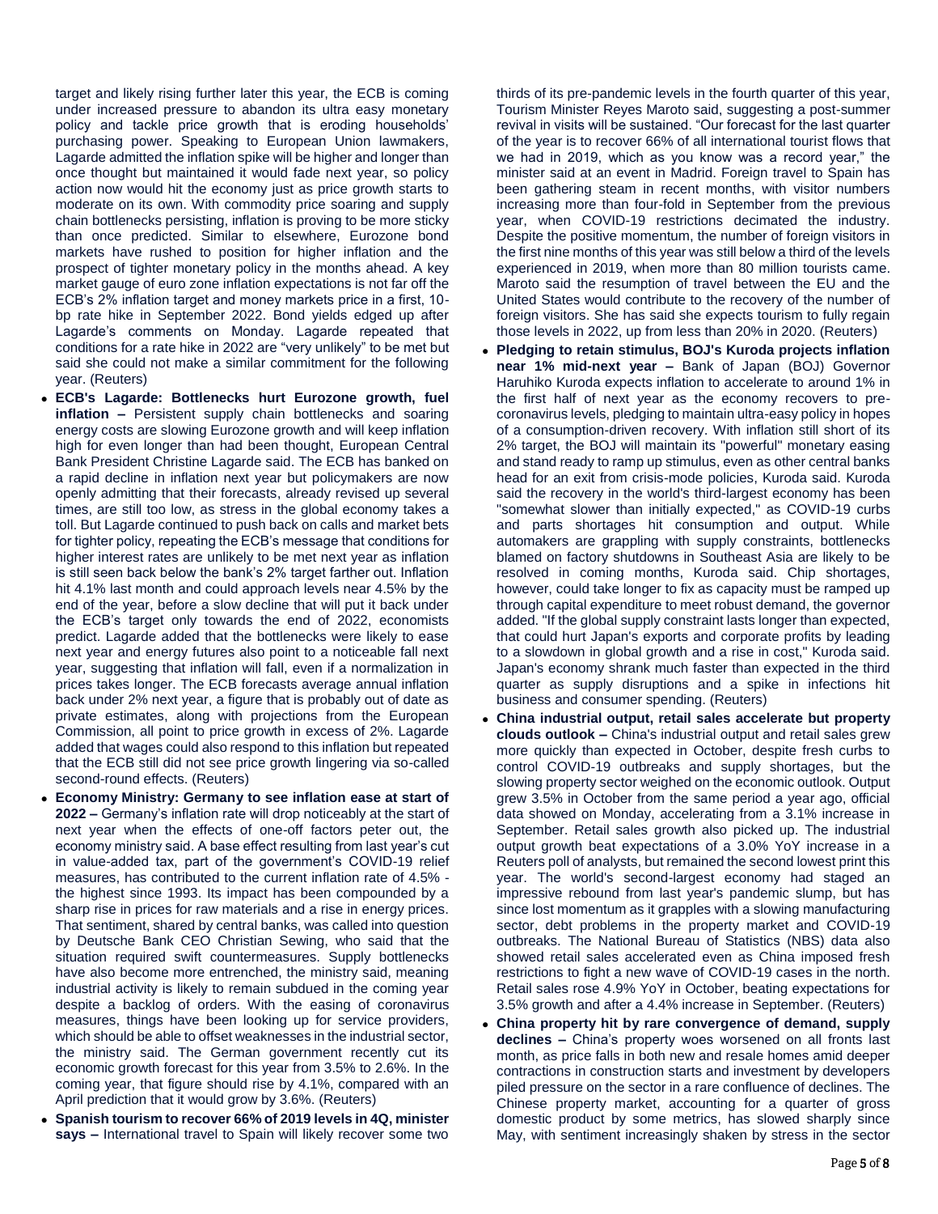target and likely rising further later this year, the ECB is coming under increased pressure to abandon its ultra easy monetary policy and tackle price growth that is eroding households' purchasing power. Speaking to European Union lawmakers, Lagarde admitted the inflation spike will be higher and longer than once thought but maintained it would fade next year, so policy action now would hit the economy just as price growth starts to moderate on its own. With commodity price soaring and supply chain bottlenecks persisting, inflation is proving to be more sticky than once predicted. Similar to elsewhere, Eurozone bond markets have rushed to position for higher inflation and the prospect of tighter monetary policy in the months ahead. A key market gauge of euro zone inflation expectations is not far off the ECB's 2% inflation target and money markets price in a first, 10-bp rate hike in September 2022. Bond yields edged up after Lagarde's comments on Monday. Lagarde repeated that conditions for a rate hike in 2022 are "very unlikely" to be met but said she could not make a similar commitment for the following year. (Reuters)

- **ECB's Lagarde: Bottlenecks hurt Eurozone growth, fuel inflation –** Persistent supply chain bottlenecks and soaring energy costs are slowing Eurozone growth and will keep inflation high for even longer than had been thought, European Central Bank President Christine Lagarde said. The ECB has banked on a rapid decline in inflation next year but policymakers are now openly admitting that their forecasts, already revised up several times, are still too low, as stress in the global economy takes a toll. But Lagarde continued to push back on calls and market bets for tighter policy, repeating the ECB's message that conditions for higher interest rates are unlikely to be met next year as inflation is still seen back below the bank's 2% target farther out. Inflation hit 4.1% last month and could approach levels near 4.5% by the end of the year, before a slow decline that will put it back under the ECB's target only towards the end of 2022, economists predict. Lagarde added that the bottlenecks were likely to ease next year and energy futures also point to a noticeable fall next year, suggesting that inflation will fall, even if a normalization in prices takes longer. The ECB forecasts average annual inflation back under 2% next year, a figure that is probably out of date as private estimates, along with projections from the European Commission, all point to price growth in excess of 2%. Lagarde added that wages could also respond to this inflation but repeated that the ECB still did not see price growth lingering via so-called second-round effects. (Reuters)
- **Economy Ministry: Germany to see inflation ease at start of 2022 –** Germany's inflation rate will drop noticeably at the start of next year when the effects of one-off factors peter out, the economy ministry said. A base effect resulting from last year's cut in value-added tax, part of the government's COVID-19 relief measures, has contributed to the current inflation rate of 4.5% - the highest since 1993. Its impact has been compounded by a sharp rise in prices for raw materials and a rise in energy prices. That sentiment, shared by central banks, was called into question by Deutsche Bank CEO Christian Sewing, who said that the situation required swift countermeasures. Supply bottlenecks have also become more entrenched, the ministry said, meaning industrial activity is likely to remain subdued in the coming year despite a backlog of orders. With the easing of coronavirus measures, things have been looking up for service providers, which should be able to offset weaknesses in the industrial sector, the ministry said. The German government recently cut its economic growth forecast for this year from 3.5% to 2.6%. In the coming year, that figure should rise by 4.1%, compared with an April prediction that it would grow by 3.6%. (Reuters)
- **Spanish tourism to recover 66% of 2019 levels in 4Q, minister says –** International travel to Spain will likely recover some two thirds of its pre-pandemic levels in the fourth quarter of this year, Tourism Minister Reyes Maroto said, suggesting a post-summer revival in visits will be sustained. "Our forecast for the last quarter of the year is to recover 66% of all international tourist flows that we had in 2019, which as you know was a record year," the minister said at an event in Madrid. Foreign travel to Spain has been gathering steam in recent months, with visitor numbers increasing more than four-fold in September from the previous year, when COVID-19 restrictions decimated the industry. Despite the positive momentum, the number of foreign visitors in the first nine months of this year was still below a third of the levels experienced in 2019, when more than 80 million tourists came. Maroto said the resumption of travel between the EU and the United States would contribute to the recovery of the number of foreign visitors. She has said she expects tourism to fully regain those levels in 2022, up from less than 20% in 2020. (Reuters)
- **Pledging to retain stimulus, BOJ's Kuroda projects inflation near 1% mid-next year –** Bank of Japan (BOJ) Governor Haruhiko Kuroda expects inflation to accelerate to around 1% in the first half of next year as the economy recovers to pre-coronavirus levels, pledging to maintain ultra-easy policy in hopes of a consumption-driven recovery. With inflation still short of its 2% target, the BOJ will maintain its "powerful" monetary easing and stand ready to ramp up stimulus, even as other central banks head for an exit from crisis-mode policies, Kuroda said. Kuroda said the recovery in the world's third-largest economy has been "somewhat slower than initially expected," as COVID-19 curbs and parts shortages hit consumption and output. While automakers are grappling with supply constraints, bottlenecks blamed on factory shutdowns in Southeast Asia are likely to be resolved in coming months, Kuroda said. Chip shortages, however, could take longer to fix as capacity must be ramped up through capital expenditure to meet robust demand, the governor added. "If the global supply constraint lasts longer than expected, that could hurt Japan's exports and corporate profits by leading to a slowdown in global growth and a rise in cost," Kuroda said. Japan's economy shrank much faster than expected in the third quarter as supply disruptions and a spike in infections hit business and consumer spending. (Reuters)
- **China industrial output, retail sales accelerate but property clouds outlook –** China's industrial output and retail sales grew more quickly than expected in October, despite fresh curbs to control COVID-19 outbreaks and supply shortages, but the slowing property sector weighed on the economic outlook. Output grew 3.5% in October from the same period a year ago, official data showed on Monday, accelerating from a 3.1% increase in September. Retail sales growth also picked up. The industrial output growth beat expectations of a 3.0% YoY increase in a Reuters poll of analysts, but remained the second lowest print this year. The world's second-largest economy had staged an impressive rebound from last year's pandemic slump, but has since lost momentum as it grapples with a slowing manufacturing sector, debt problems in the property market and COVID-19 outbreaks. The National Bureau of Statistics (NBS) data also showed retail sales accelerated even as China imposed fresh restrictions to fight a new wave of COVID-19 cases in the north. Retail sales rose 4.9% YoY in October, beating expectations for 3.5% growth and after a 4.4% increase in September. (Reuters)
- **China property hit by rare convergence of demand, supply declines –** China's property woes worsened on all fronts last month, as price falls in both new and resale homes amid deeper contractions in construction starts and investment by developers piled pressure on the sector in a rare confluence of declines. The Chinese property market, accounting for a quarter of gross domestic product by some metrics, has slowed sharply since May, with sentiment increasingly shaken by stress in the sector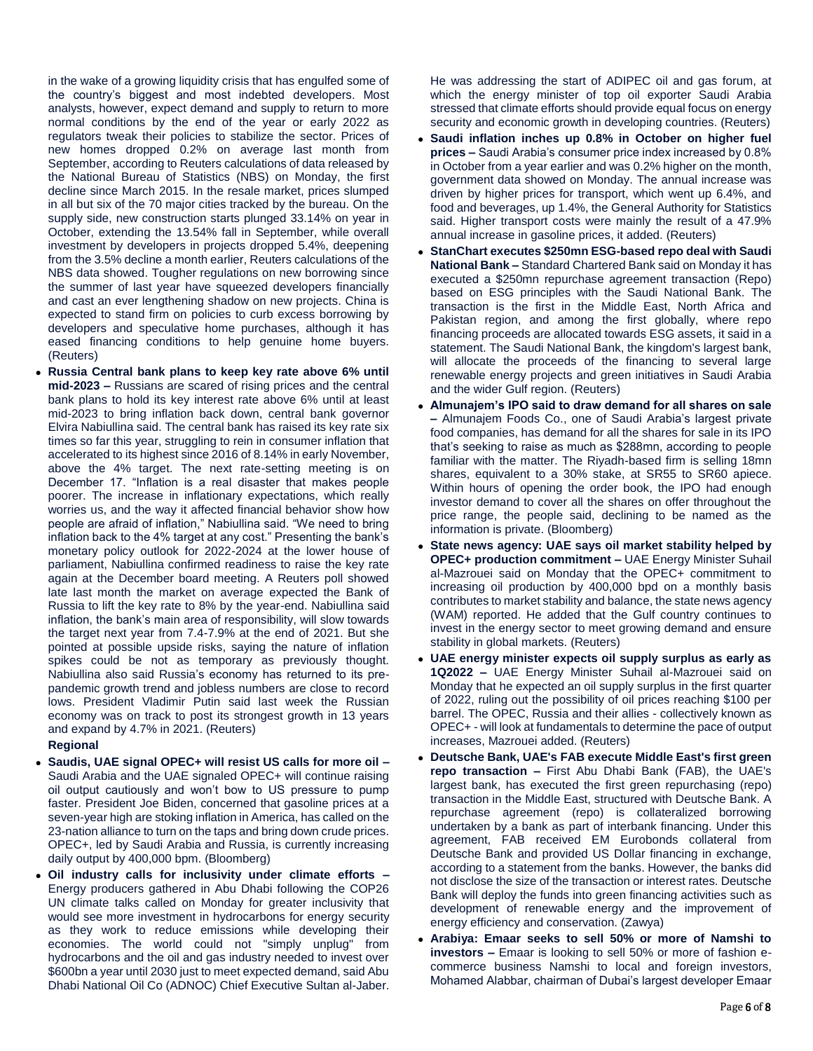in the wake of a growing liquidity crisis that has engulfed some of the country's biggest and most indebted developers. Most analysts, however, expect demand and supply to return to more normal conditions by the end of the year or early 2022 as regulators tweak their policies to stabilize the sector. Prices of new homes dropped 0.2% on average last month from September, according to Reuters calculations of data released by the National Bureau of Statistics (NBS) on Monday, the first decline since March 2015. In the resale market, prices slumped in all but six of the 70 major cities tracked by the bureau. On the supply side, new construction starts plunged 33.14% on year in October, extending the 13.54% fall in September, while overall investment by developers in projects dropped 5.4%, deepening from the 3.5% decline a month earlier, Reuters calculations of the NBS data showed. Tougher regulations on new borrowing since the summer of last year have squeezed developers financially and cast an ever lengthening shadow on new projects. China is expected to stand firm on policies to curb excess borrowing by developers and speculative home purchases, although it has eased financing conditions to help genuine home buyers. (Reuters)

- **Russia Central bank plans to keep key rate above 6% until mid-2023 –** Russians are scared of rising prices and the central bank plans to hold its key interest rate above 6% until at least mid-2023 to bring inflation back down, central bank governor Elvira Nabiullina said. The central bank has raised its key rate six times so far this year, struggling to rein in consumer inflation that accelerated to its highest since 2016 of 8.14% in early November, above the 4% target. The next rate-setting meeting is on December 17. "Inflation is a real disaster that makes people poorer. The increase in inflationary expectations, which really worries us, and the way it affected financial behavior show how people are afraid of inflation," Nabiullina said. "We need to bring inflation back to the 4% target at any cost." Presenting the bank's monetary policy outlook for 2022-2024 at the lower house of parliament, Nabiullina confirmed readiness to raise the key rate again at the December board meeting. A Reuters poll showed late last month the market on average expected the Bank of Russia to lift the key rate to 8% by the year-end. Nabiullina said inflation, the bank's main area of responsibility, will slow towards the target next year from 7.4-7.9% at the end of 2021. But she pointed at possible upside risks, saying the nature of inflation spikes could be not as temporary as previously thought. Nabiullina also said Russia's economy has returned to its pre-pandemic growth trend and jobless numbers are close to record lows. President Vladimir Putin said last week the Russian economy was on track to post its strongest growth in 13 years and expand by 4.7% in 2021. (Reuters)

**Regional**

- **Saudis, UAE signal OPEC+ will resist US calls for more oil –** Saudi Arabia and the UAE signaled OPEC+ will continue raising oil output cautiously and won't bow to US pressure to pump faster. President Joe Biden, concerned that gasoline prices at a seven-year high are stoking inflation in America, has called on the 23-nation alliance to turn on the taps and bring down crude prices. OPEC+, led by Saudi Arabia and Russia, is currently increasing daily output by 400,000 bpm. (Bloomberg)
- **Oil industry calls for inclusivity under climate efforts –** Energy producers gathered in Abu Dhabi following the COP26 UN climate talks called on Monday for greater inclusivity that would see more investment in hydrocarbons for energy security as they work to reduce emissions while developing their economies. The world could not "simply unplug" from hydrocarbons and the oil and gas industry needed to invest over $600bn a year until 2030 just to meet expected demand, said Abu Dhabi National Oil Co (ADNOC) Chief Executive Sultan al-Jaber. He was addressing the start of ADIPEC oil and gas forum, at which the energy minister of top oil exporter Saudi Arabia stressed that climate efforts should provide equal focus on energy security and economic growth in developing countries. (Reuters)
- **Saudi inflation inches up 0.8% in October on higher fuel prices –** Saudi Arabia's consumer price index increased by 0.8% in October from a year earlier and was 0.2% higher on the month, government data showed on Monday. The annual increase was driven by higher prices for transport, which went up 6.4%, and food and beverages, up 1.4%, the General Authority for Statistics said. Higher transport costs were mainly the result of a 47.9% annual increase in gasoline prices, it added. (Reuters)
- **StanChart executes $250mn ESG-based repo deal with Saudi National Bank –** Standard Chartered Bank said on Monday it has executed a $250mn repurchase agreement transaction (Repo) based on ESG principles with the Saudi National Bank. The transaction is the first in the Middle East, North Africa and Pakistan region, and among the first globally, where repo financing proceeds are allocated towards ESG assets, it said in a statement. The Saudi National Bank, the kingdom's largest bank, will allocate the proceeds of the financing to several large renewable energy projects and green initiatives in Saudi Arabia and the wider Gulf region. (Reuters)
- **Almunajem's IPO said to draw demand for all shares on sale –** Almunajem Foods Co., one of Saudi Arabia's largest private food companies, has demand for all the shares for sale in its IPO that's seeking to raise as much as $288mn, according to people familiar with the matter. The Riyadh-based firm is selling 18mn shares, equivalent to a 30% stake, at SR55 to SR60 apiece. Within hours of opening the order book, the IPO had enough investor demand to cover all the shares on offer throughout the price range, the people said, declining to be named as the information is private. (Bloomberg)
- **State news agency: UAE says oil market stability helped by OPEC+ production commitment –** UAE Energy Minister Suhail al-Mazrouei said on Monday that the OPEC+ commitment to increasing oil production by 400,000 bpd on a monthly basis contributes to market stability and balance, the state news agency (WAM) reported. He added that the Gulf country continues to invest in the energy sector to meet growing demand and ensure stability in global markets. (Reuters)
- **UAE energy minister expects oil supply surplus as early as 1Q2022 –** UAE Energy Minister Suhail al-Mazrouei said on Monday that he expected an oil supply surplus in the first quarter of 2022, ruling out the possibility of oil prices reaching $100 per barrel. The OPEC, Russia and their allies - collectively known as OPEC+ - will look at fundamentals to determine the pace of output increases, Mazrouei added. (Reuters)
- **Deutsche Bank, UAE's FAB execute Middle East's first green repo transaction –** First Abu Dhabi Bank (FAB), the UAE's largest bank, has executed the first green repurchasing (repo) transaction in the Middle East, structured with Deutsche Bank. A repurchase agreement (repo) is collateralized borrowing undertaken by a bank as part of interbank financing. Under this agreement, FAB received EM Eurobonds collateral from Deutsche Bank and provided US Dollar financing in exchange, according to a statement from the banks. However, the banks did not disclose the size of the transaction or interest rates. Deutsche Bank will deploy the funds into green financing activities such as development of renewable energy and the improvement of energy efficiency and conservation. (Zawya)
- **Arabiya: Emaar seeks to sell 50% or more of Namshi to investors –** Emaar is looking to sell 50% or more of fashion e-commerce business Namshi to local and foreign investors, Mohamed Alabbar, chairman of Dubai's largest developer Emaar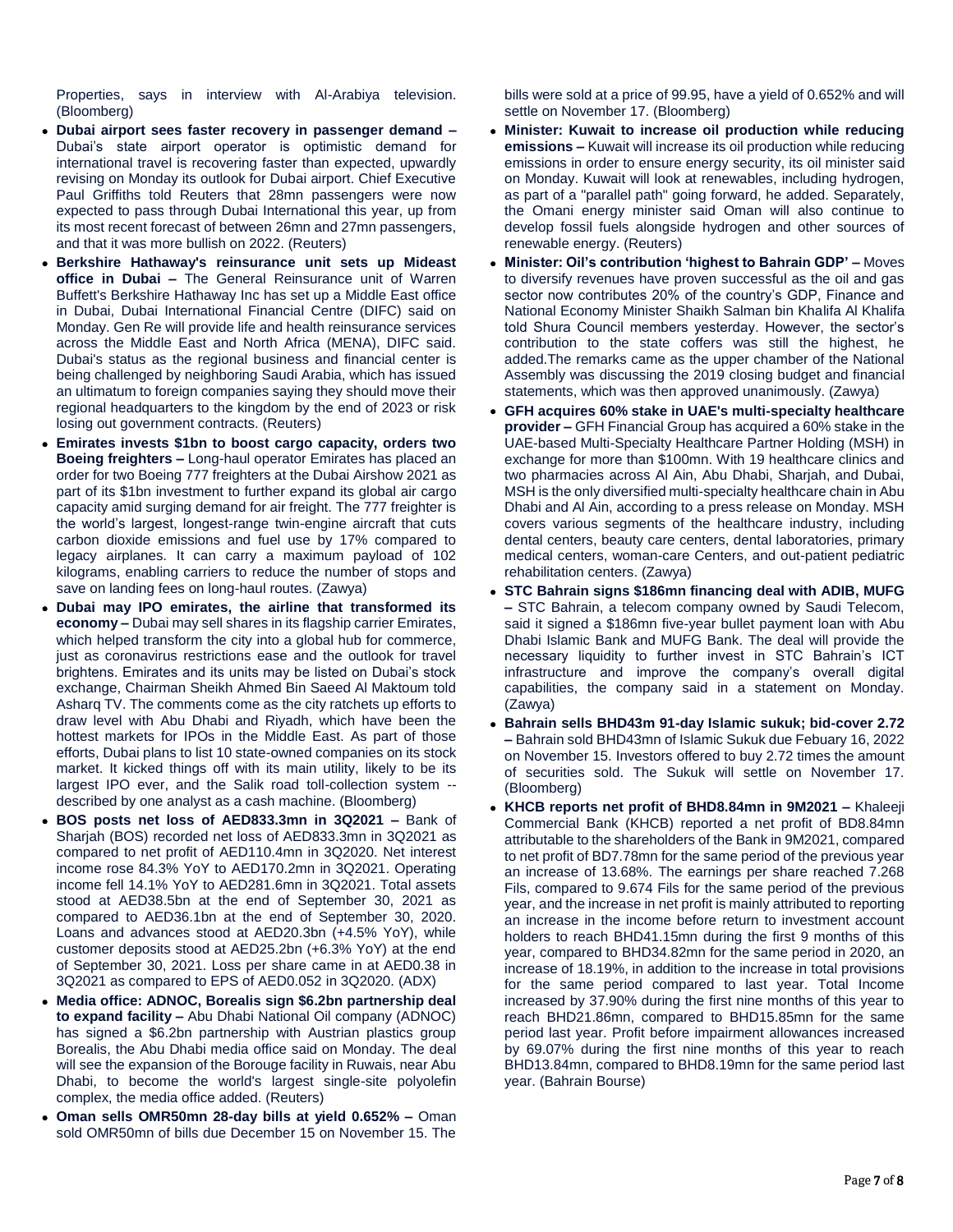Properties, says in interview with Al-Arabiya television. (Bloomberg)

- **Dubai airport sees faster recovery in passenger demand –** Dubai's state airport operator is optimistic demand for international travel is recovering faster than expected, upwardly revising on Monday its outlook for Dubai airport. Chief Executive Paul Griffiths told Reuters that 28mn passengers were now expected to pass through Dubai International this year, up from its most recent forecast of between 26mn and 27mn passengers, and that it was more bullish on 2022. (Reuters)
- **Berkshire Hathaway's reinsurance unit sets up Mideast office in Dubai –** The General Reinsurance unit of Warren Buffett's Berkshire Hathaway Inc has set up a Middle East office in Dubai, Dubai International Financial Centre (DIFC) said on Monday. Gen Re will provide life and health reinsurance services across the Middle East and North Africa (MENA), DIFC said. Dubai's status as the regional business and financial center is being challenged by neighboring Saudi Arabia, which has issued an ultimatum to foreign companies saying they should move their regional headquarters to the kingdom by the end of 2023 or risk losing out government contracts. (Reuters)
- **Emirates invests $1bn to boost cargo capacity, orders two Boeing freighters –** Long-haul operator Emirates has placed an order for two Boeing 777 freighters at the Dubai Airshow 2021 as part of its $1bn investment to further expand its global air cargo capacity amid surging demand for air freight. The 777 freighter is the world's largest, longest-range twin-engine aircraft that cuts carbon dioxide emissions and fuel use by 17% compared to legacy airplanes. It can carry a maximum payload of 102 kilograms, enabling carriers to reduce the number of stops and save on landing fees on long-haul routes. (Zawya)
- **Dubai may IPO emirates, the airline that transformed its economy –** Dubai may sell shares in its flagship carrier Emirates, which helped transform the city into a global hub for commerce, just as coronavirus restrictions ease and the outlook for travel brightens. Emirates and its units may be listed on Dubai's stock exchange, Chairman Sheikh Ahmed Bin Saeed Al Maktoum told Asharq TV. The comments come as the city ratchets up efforts to draw level with Abu Dhabi and Riyadh, which have been the hottest markets for IPOs in the Middle East. As part of those efforts, Dubai plans to list 10 state-owned companies on its stock market. It kicked things off with its main utility, likely to be its largest IPO ever, and the Salik road toll-collection system -- described by one analyst as a cash machine. (Bloomberg)
- **BOS posts net loss of AED833.3mn in 3Q2021 –** Bank of Sharjah (BOS) recorded net loss of AED833.3mn in 3Q2021 as compared to net profit of AED110.4mn in 3Q2020. Net interest income rose 84.3% YoY to AED170.2mn in 3Q2021. Operating income fell 14.1% YoY to AED281.6mn in 3Q2021. Total assets stood at AED38.5bn at the end of September 30, 2021 as compared to AED36.1bn at the end of September 30, 2020. Loans and advances stood at AED20.3bn (+4.5% YoY), while customer deposits stood at AED25.2bn (+6.3% YoY) at the end of September 30, 2021. Loss per share came in at AED0.38 in 3Q2021 as compared to EPS of AED0.052 in 3Q2020. (ADX)
- **Media office: ADNOC, Borealis sign $6.2bn partnership deal to expand facility –** Abu Dhabi National Oil company (ADNOC) has signed a $6.2bn partnership with Austrian plastics group Borealis, the Abu Dhabi media office said on Monday. The deal will see the expansion of the Borouge facility in Ruwais, near Abu Dhabi, to become the world's largest single-site polyolefin complex, the media office added. (Reuters)
- **Oman sells OMR50mn 28-day bills at yield 0.652% –** Oman sold OMR50mn of bills due December 15 on November 15. The bills were sold at a price of 99.95, have a yield of 0.652% and will settle on November 17. (Bloomberg)
- **Minister: Kuwait to increase oil production while reducing emissions –** Kuwait will increase its oil production while reducing emissions in order to ensure energy security, its oil minister said on Monday. Kuwait will look at renewables, including hydrogen, as part of a "parallel path" going forward, he added. Separately, the Omani energy minister said Oman will also continue to develop fossil fuels alongside hydrogen and other sources of renewable energy. (Reuters)
- **Minister: Oil's contribution 'highest to Bahrain GDP' –** Moves to diversify revenues have proven successful as the oil and gas sector now contributes 20% of the country's GDP, Finance and National Economy Minister Shaikh Salman bin Khalifa Al Khalifa told Shura Council members yesterday. However, the sector's contribution to the state coffers was still the highest, he added.The remarks came as the upper chamber of the National Assembly was discussing the 2019 closing budget and financial statements, which was then approved unanimously. (Zawya)
- **GFH acquires 60% stake in UAE's multi-specialty healthcare provider –** GFH Financial Group has acquired a 60% stake in the UAE-based Multi-Specialty Healthcare Partner Holding (MSH) in exchange for more than $100mn. With 19 healthcare clinics and two pharmacies across Al Ain, Abu Dhabi, Sharjah, and Dubai, MSH is the only diversified multi-specialty healthcare chain in Abu Dhabi and Al Ain, according to a press release on Monday. MSH covers various segments of the healthcare industry, including dental centers, beauty care centers, dental laboratories, primary medical centers, woman-care Centers, and out-patient pediatric rehabilitation centers. (Zawya)
- **STC Bahrain signs $186mn financing deal with ADIB, MUFG –** STC Bahrain, a telecom company owned by Saudi Telecom, said it signed a $186mn five-year bullet payment loan with Abu Dhabi Islamic Bank and MUFG Bank. The deal will provide the necessary liquidity to further invest in STC Bahrain's ICT infrastructure and improve the company's overall digital capabilities, the company said in a statement on Monday. (Zawya)
- **Bahrain sells BHD43m 91-day Islamic sukuk; bid-cover 2.72 –** Bahrain sold BHD43mn of Islamic Sukuk due Febuary 16, 2022 on November 15. Investors offered to buy 2.72 times the amount of securities sold. The Sukuk will settle on November 17. (Bloomberg)
- **KHCB reports net profit of BHD8.84mn in 9M2021 –** Khaleeji Commercial Bank (KHCB) reported a net profit of BD8.84mn attributable to the shareholders of the Bank in 9M2021, compared to net profit of BD7.78mn for the same period of the previous year an increase of 13.68%. The earnings per share reached 7.268 Fils, compared to 9.674 Fils for the same period of the previous year, and the increase in net profit is mainly attributed to reporting an increase in the income before return to investment account holders to reach BHD41.15mn during the first 9 months of this year, compared to BHD34.82mn for the same period in 2020, an increase of 18.19%, in addition to the increase in total provisions for the same period compared to last year. Total Income increased by 37.90% during the first nine months of this year to reach BHD21.86mn, compared to BHD15.85mn for the same period last year. Profit before impairment allowances increased by 69.07% during the first nine months of this year to reach BHD13.84mn, compared to BHD8.19mn for the same period last year. (Bahrain Bourse)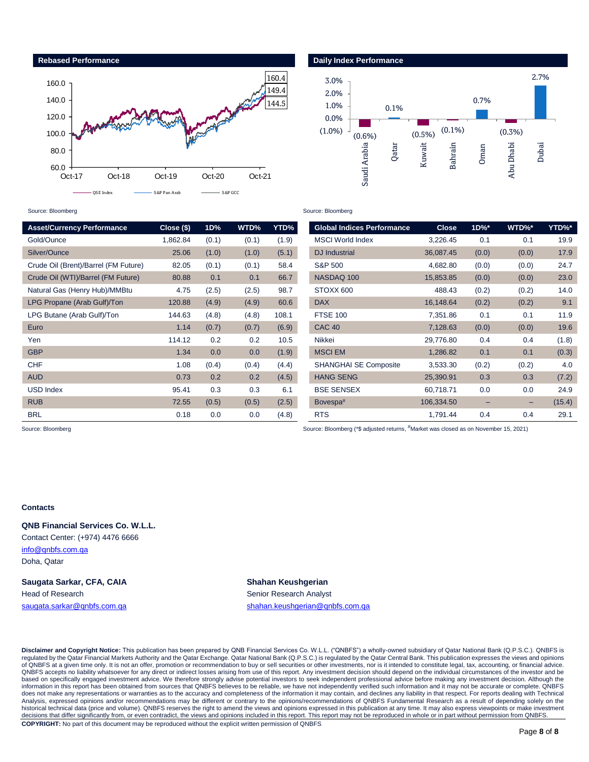**Rebased Performance**

160.0
140.0
120.0
100.0
80.0
60.0
Oct-17
Oct-18
Oct-19
Oct-20
Oct-21
160.4
149.4
144.5
QSE Index
S&P Pan Arab
S&P GCC

Source: Bloomberg

**Daily Index Performance**

3.0%
2.0%
1.0%
0.0%
(1.0%)
(0.6%)
0.1%
(0.5%)
(0.1%)
0.7%
(0.3%)
2.7%
Saudi Arabia
Qatar
Kuwait
Bahrain
Oman
Abu Dhabi
Dubai

Source: Bloomberg

| Asset/Currency Performance | Close ($) | 1D% | WTD% | YTD% |
|---|---|---|---|---|
| Gold/Ounce | 1,862.84 | (0.1) | (0.1) | (1.9) |
| Silver/Ounce | 25.06 | (1.0) | (1.0) | (5.1) |
| Crude Oil (Brent)/Barrel (FM Future) | 82.05 | (0.1) | (0.1) | 58.4 |
| Crude Oil (WTI)/Barrel (FM Future) | 80.88 | 0.1 | 0.1 | 66.7 |
| Natural Gas (Henry Hub)/MMBtu | 4.75 | (2.5) | (2.5) | 98.7 |
| LPG Propane (Arab Gulf)/Ton | 120.88 | (4.9) | (4.9) | 60.6 |
| LPG Butane (Arab Gulf)/Ton | 144.63 | (4.8) | (4.8) | 108.1 |
| Euro | 1.14 | (0.7) | (0.7) | (6.9) |
| Yen | 114.12 | 0.2 | 0.2 | 10.5 |
| GBP | 1.34 | 0.0 | 0.0 | (1.9) |
| CHF | 1.08 | (0.4) | (0.4) | (4.4) |
| AUD | 0.73 | 0.2 | 0.2 | (4.5) |
| USD Index | 95.41 | 0.3 | 0.3 | 6.1 |
| RUB | 72.55 | (0.5) | (0.5) | (2.5) |
| BRL | 0.18 | 0.0 | 0.0 | (4.8) |

Source: Bloomberg

| Global Indices Performance | Close | 1D%* | WTD%* | YTD%* |
|---|---|---|---|---|
| MSCI World Index | 3,226.45 | 0.1 | 0.1 | 19.9 |
| DJ Industrial | 36,087.45 | (0.0) | (0.0) | 17.9 |
| S&P 500 | 4,682.80 | (0.0) | (0.0) | 24.7 |
| NASDAQ 100 | 15,853.85 | (0.0) | (0.0) | 23.0 |
| STOXX 600 | 488.43 | (0.2) | (0.2) | 14.0 |
| DAX | 16,148.64 | (0.2) | (0.2) | 9.1 |
| FTSE 100 | 7,351.86 | 0.1 | 0.1 | 11.9 |
| CAC 40 | 7,128.63 | (0.0) | (0.0) | 19.6 |
| Nikkei | 29,776.80 | 0.4 | 0.4 | (1.8) |
| MSCI EM | 1,286.82 | 0.1 | 0.1 | (0.3) |
| SHANGHAI SE Composite | 3,533.30 | (0.2) | (0.2) | 4.0 |
| HANG SENG | 25,390.91 | 0.3 | 0.3 | (7.2) |
| BSE SENSEX | 60,718.71 | 0.0 | 0.0 | 24.9 |
| Bovespa# | 106,334.50 | – | – | (15.4) |
| RTS | 1,791.44 | 0.4 | 0.4 | 29.1 |

Source: Bloomberg (*$ adjusted returns, #Market was closed as on November 15, 2021)

**Contacts**

**QNB Financial Services Co. W.L.L.**
Contact Center: (+974) 4476 6666
info@qnbfs.com.qa
Doha, Qatar

**Saugata Sarkar, CFA, CAIA**
Head of Research
saugata.sarkar@qnbfs.com.qa

**Shahan Keushgerian**
Senior Research Analyst
shahan.keushgerian@qnbfs.com.qa

**Disclaimer and Copyright Notice:** This publication has been prepared by QNB Financial Services Co. W.L.L. ("QNBFS") a wholly-owned subsidiary of Qatar National Bank (Q.P.S.C.). QNBFS is regulated by the Qatar Financial Markets Authority and the Qatar Exchange. Qatar National Bank (Q.P.S.C.) is regulated by the Qatar Central Bank. This publication expresses the views and opinions of QNBFS at a given time only. It is not an offer, promotion or recommendation to buy or sell securities or other investments, nor is it intended to constitute legal, tax, accounting, or financial advice. QNBFS accepts no liability whatsoever for any direct or indirect losses arising from use of this report. Any investment decision should depend on the individual circumstances of the investor and be based on specifically engaged investment advice. We therefore strongly advise potential investors to seek independent professional advice before making any investment decision. Although the information in this report has been obtained from sources that QNBFS believes to be reliable, we have not independently verified such information and it may not be accurate or complete. QNBFS does not make any representations or warranties as to the accuracy and completeness of the information it may contain, and declines any liability in that respect. For reports dealing with Technical Analysis, expressed opinions and/or recommendations may be different or contrary to the opinions/recommendations of QNBFS Fundamental Research as a result of depending solely on the historical technical data (price and volume). QNBFS reserves the right to amend the views and opinions expressed in this publication at any time. It may also express viewpoints or make investment decisions that differ significantly from, or even contradict, the views and opinions included in this report. This report may not be reproduced in whole or in part without permission from QNBFS.

**COPYRIGHT:** No part of this document may be reproduced without the explicit written permission of QNBFS.